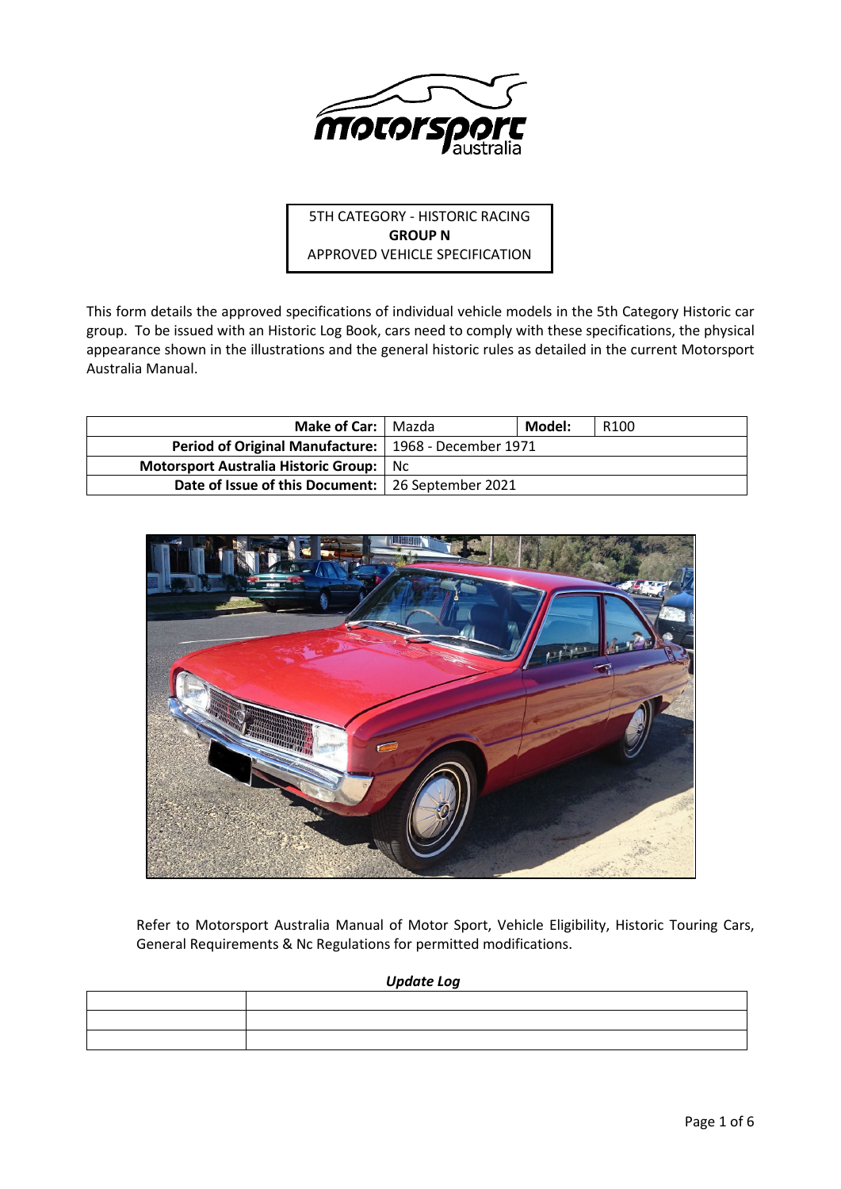5TH CATEGORY - HISTORIC RACING
**GROUP N**
APPROVED VEHICLE SPECIFICATION

This form details the approved specifications of individual vehicle models in the 5th Category Historic car group. To be issued with an Historic Log Book, cars need to comply with these specifications, the physical appearance shown in the illustrations and the general historic rules as detailed in the current Motorsport Australia Manual.

| **Make of Car:** | Mazda | **Model:** | R100 |
|---|---|---|---|
| **Period of Original Manufacture:** | 1968 - December 1971 | | |
| **Motorsport Australia Historic Group:** | Nc | | |
| **Date of Issue of this Document:** | 26 September 2021 | | |

Refer to Motorsport Australia Manual of Motor Sport, Vehicle Eligibility, Historic Touring Cars, General Requirements & Nc Regulations for permitted modifications.

***Update Log***

| | |
|---|---|
| | |
| | |
| | |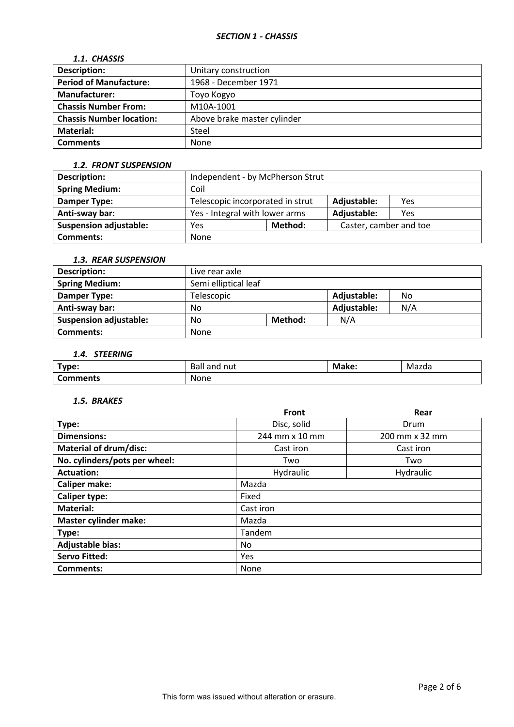## *SECTION 1 - CHASSIS*

### *1.1. CHASSIS*

| **Description:** | Unitary construction |
|---|---|
| **Period of Manufacture:** | 1968 - December 1971 |
| **Manufacturer:** | Toyo Kogyo |
| **Chassis Number From:** | M10A-1001 |
| **Chassis Number location:** | Above brake master cylinder |
| **Material:** | Steel |
| **Comments** | None |

### *1.2. FRONT SUSPENSION*

| **Description:** | Independent - by McPherson Strut | | | |
|---|---|---|---|---|
| **Spring Medium:** | Coil | | | |
| **Damper Type:** | Telescopic incorporated in strut | | **Adjustable:** | Yes |
| **Anti-sway bar:** | Yes - Integral with lower arms | | **Adjustable:** | Yes |
| **Suspension adjustable:** | Yes | **Method:** | Caster, camber and toe | |
| **Comments:** | None | | | |

### *1.3. REAR SUSPENSION*

| **Description:** | Live rear axle | | | |
|---|---|---|---|---|
| **Spring Medium:** | Semi elliptical leaf | | | |
| **Damper Type:** | Telescopic | | **Adjustable:** | No |
| **Anti-sway bar:** | No | | **Adjustable:** | N/A |
| **Suspension adjustable:** | No | **Method:** | N/A | |
| **Comments:** | None | | | |

### *1.4. STEERING*

| **Type:** | Ball and nut | **Make:** | Mazda |
|---|---|---|---|
| **Comments** | None | | |

### *1.5. BRAKES*

| | **Front** | **Rear** |
|---|---|---|
| **Type:** | Disc, solid | Drum |
| **Dimensions:** | 244 mm x 10 mm | 200 mm x 32 mm |
| **Material of drum/disc:** | Cast iron | Cast iron |
| **No. cylinders/pots per wheel:** | Two | Two |
| **Actuation:** | Hydraulic | Hydraulic |
| **Caliper make:** | Mazda | |
| **Caliper type:** | Fixed | |
| **Material:** | Cast iron | |
| **Master cylinder make:** | Mazda | |
| **Type:** | Tandem | |
| **Adjustable bias:** | No | |
| **Servo Fitted:** | Yes | |
| **Comments:** | None | |

This form was issued without alteration or erasure.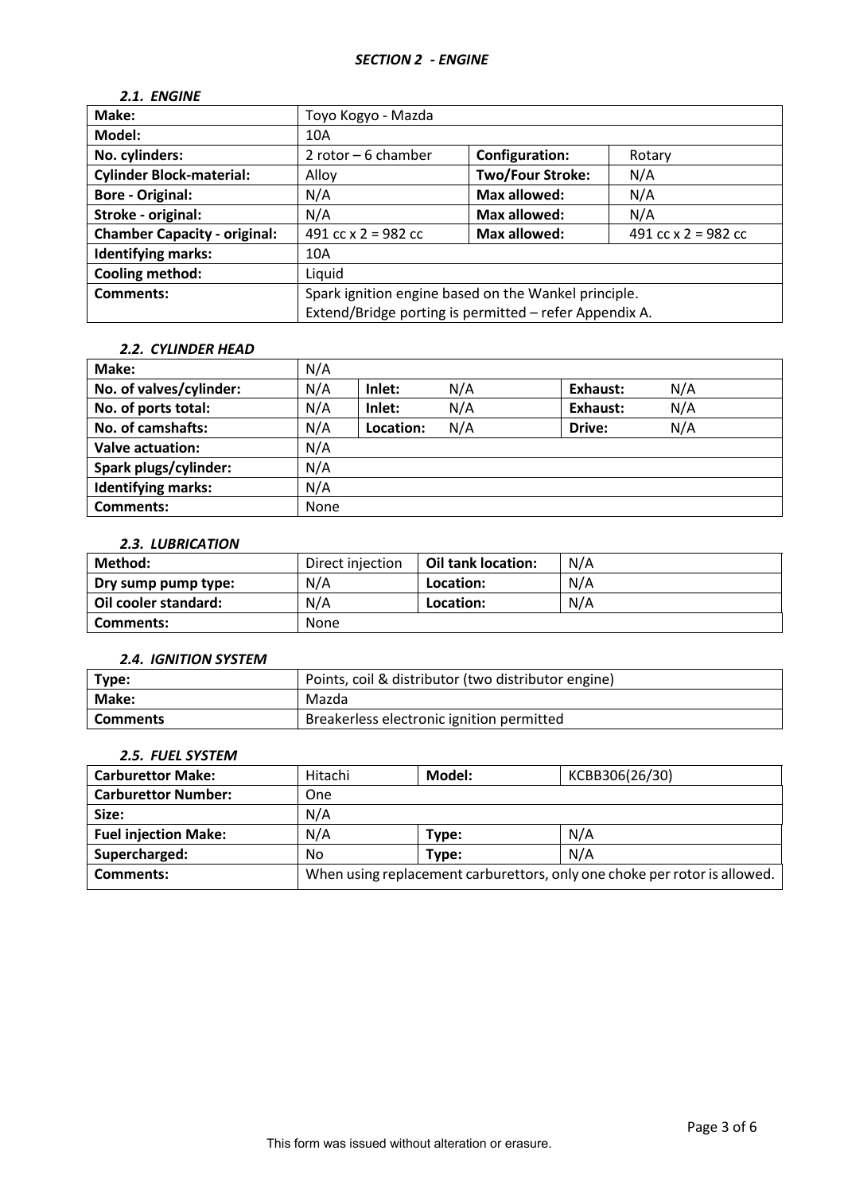## *SECTION 2 - ENGINE*

### *2.1. ENGINE*

| **Make:** | Toyo Kogyo - Mazda | | |
|---|---|---|---|
| **Model:** | 10A | | |
| **No. cylinders:** | 2 rotor – 6 chamber | **Configuration:** | Rotary |
| **Cylinder Block-material:** | Alloy | **Two/Four Stroke:** | N/A |
| **Bore - Original:** | N/A | **Max allowed:** | N/A |
| **Stroke - original:** | N/A | **Max allowed:** | N/A |
| **Chamber Capacity - original:** | 491 cc x 2 = 982 cc | **Max allowed:** | 491 cc x 2 = 982 cc |
| **Identifying marks:** | 10A | | |
| **Cooling method:** | Liquid | | |
| **Comments:** | Spark ignition engine based on the Wankel principle. Extend/Bridge porting is permitted – refer Appendix A. | | |

### *2.2. CYLINDER HEAD*

| **Make:** | N/A | | | | |
|---|---|---|---|---|---|
| **No. of valves/cylinder:** | N/A | **Inlet:** | N/A | **Exhaust:** | N/A |
| **No. of ports total:** | N/A | **Inlet:** | N/A | **Exhaust:** | N/A |
| **No. of camshafts:** | N/A | **Location:** | N/A | **Drive:** | N/A |
| **Valve actuation:** | N/A | | | | |
| **Spark plugs/cylinder:** | N/A | | | | |
| **Identifying marks:** | N/A | | | | |
| **Comments:** | None | | | | |

### *2.3. LUBRICATION*

| **Method:** | Direct injection | **Oil tank location:** | N/A |
|---|---|---|---|
| **Dry sump pump type:** | N/A | **Location:** | N/A |
| **Oil cooler standard:** | N/A | **Location:** | N/A |
| **Comments:** | None | | |

### *2.4. IGNITION SYSTEM*

| **Type:** | Points, coil & distributor (two distributor engine) |
|---|---|
| **Make:** | Mazda |
| **Comments** | Breakerless electronic ignition permitted |

### *2.5. FUEL SYSTEM*

| **Carburettor Make:** | Hitachi | **Model:** | KCBB306(26/30) |
|---|---|---|---|
| **Carburettor Number:** | One | | |
| **Size:** | N/A | | |
| **Fuel injection Make:** | N/A | **Type:** | N/A |
| **Supercharged:** | No | **Type:** | N/A |
| **Comments:** | When using replacement carburettors, only one choke per rotor is allowed. | | |

This form was issued without alteration or erasure.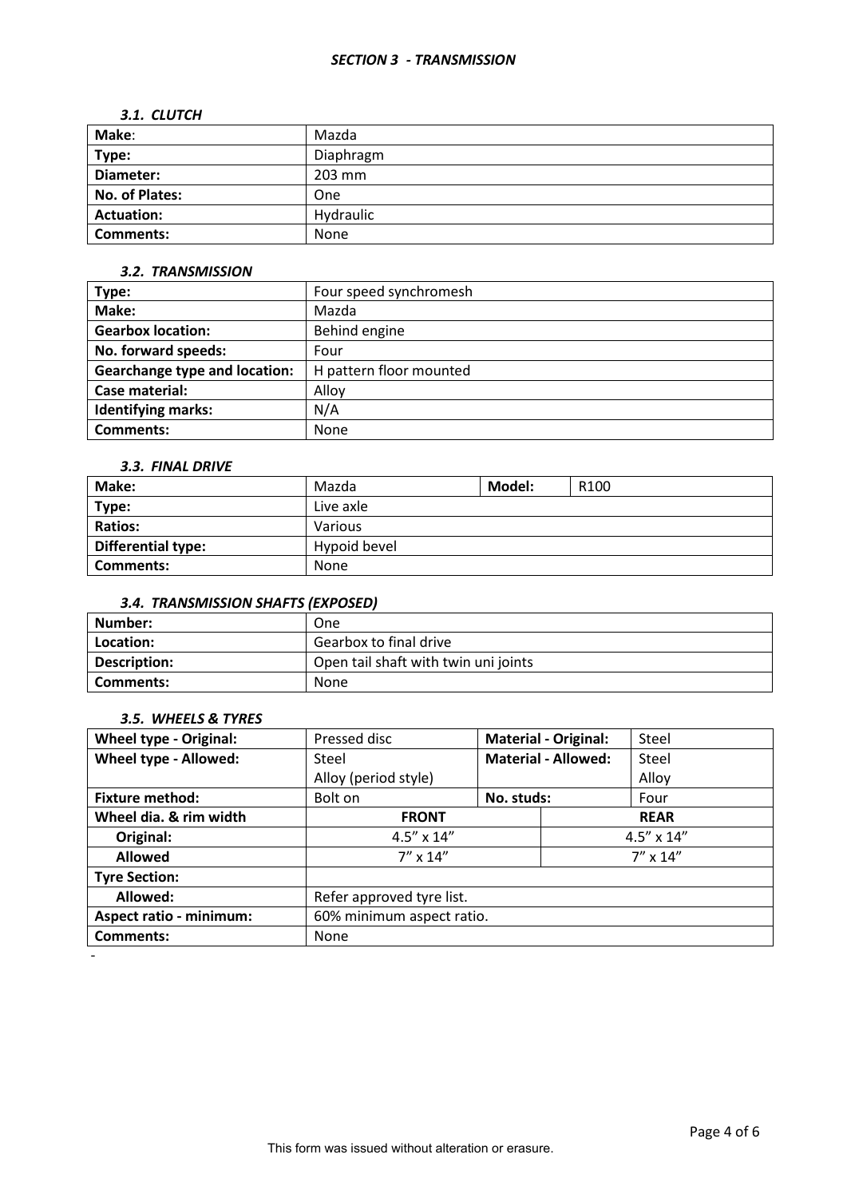## *SECTION 3 - TRANSMISSION*

### *3.1. CLUTCH*

| **Make**: | Mazda |
|---|---|
| **Type:** | Diaphragm |
| **Diameter:** | 203 mm |
| **No. of Plates:** | One |
| **Actuation:** | Hydraulic |
| **Comments:** | None |

### *3.2. TRANSMISSION*

| **Type:** | Four speed synchromesh |
|---|---|
| **Make:** | Mazda |
| **Gearbox location:** | Behind engine |
| **No. forward speeds:** | Four |
| **Gearchange type and location:** | H pattern floor mounted |
| **Case material:** | Alloy |
| **Identifying marks:** | N/A |
| **Comments:** | None |

### *3.3. FINAL DRIVE*

| **Make:** | Mazda | **Model:** | R100 |
|---|---|---|---|
| **Type:** | Live axle | | |
| **Ratios:** | Various | | |
| **Differential type:** | Hypoid bevel | | |
| **Comments:** | None | | |

### *3.4. TRANSMISSION SHAFTS (EXPOSED)*

| **Number:** | One |
|---|---|
| **Location:** | Gearbox to final drive |
| **Description:** | Open tail shaft with twin uni joints |
| **Comments:** | None |

### *3.5. WHEELS & TYRES*

| **Wheel type - Original:** | Pressed disc | **Material - Original:** | Steel |
|---|---|---|---|
| **Wheel type - Allowed:** | Steel<br>Alloy (period style) | **Material - Allowed:** | Steel<br>Alloy |
| **Fixture method:** | Bolt on | **No. studs:** | Four |
| **Wheel dia. & rim width** | **FRONT** | | **REAR** |
| **Original:** | 4.5” x 14” | | 4.5” x 14” |
| **Allowed** | 7” x 14” | | 7” x 14” |
| **Tyre Section:** | | | |
| **Allowed:** | Refer approved tyre list. | | |
| **Aspect ratio - minimum:** | 60% minimum aspect ratio. | | |
| **Comments:** | None | | |

-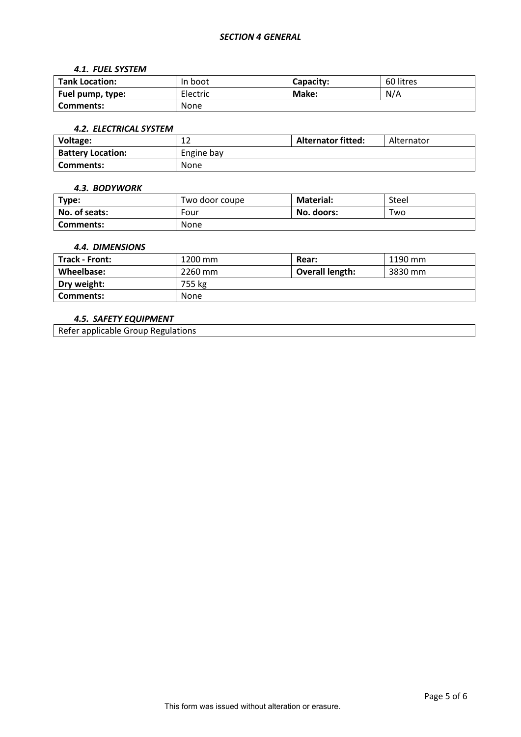## *SECTION 4 GENERAL*

### *4.1. FUEL SYSTEM*

| **Tank Location:** | In boot | **Capacity:** | 60 litres |
|---|---|---|---|
| **Fuel pump, type:** | Electric | **Make:** | N/A |
| **Comments:** | None | | |

### *4.2. ELECTRICAL SYSTEM*

| **Voltage:** | 12 | **Alternator fitted:** | Alternator |
|---|---|---|---|
| **Battery Location:** | Engine bay | | |
| **Comments:** | None | | |

### *4.3. BODYWORK*

| **Type:** | Two door coupe | **Material:** | Steel |
|---|---|---|---|
| **No. of seats:** | Four | **No. doors:** | Two |
| **Comments:** | None | | |

### *4.4. DIMENSIONS*

| **Track - Front:** | 1200 mm | **Rear:** | 1190 mm |
|---|---|---|---|
| **Wheelbase:** | 2260 mm | **Overall length:** | 3830 mm |
| **Dry weight:** | 755 kg | | |
| **Comments:** | None | | |

### *4.5. SAFETY EQUIPMENT*

Refer applicable Group Regulations

This form was issued without alteration or erasure.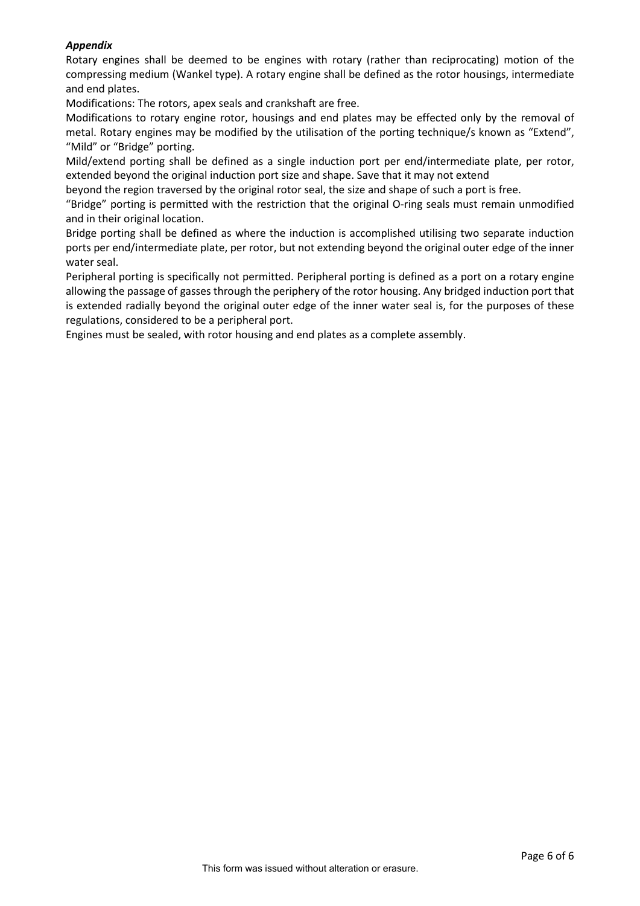***Appendix***

Rotary engines shall be deemed to be engines with rotary (rather than reciprocating) motion of the compressing medium (Wankel type). A rotary engine shall be defined as the rotor housings, intermediate and end plates.

Modifications: The rotors, apex seals and crankshaft are free.

Modifications to rotary engine rotor, housings and end plates may be effected only by the removal of metal. Rotary engines may be modified by the utilisation of the porting technique/s known as "Extend", "Mild" or "Bridge" porting.

Mild/extend porting shall be defined as a single induction port per end/intermediate plate, per rotor, extended beyond the original induction port size and shape. Save that it may not extend beyond the region traversed by the original rotor seal, the size and shape of such a port is free.

"Bridge" porting is permitted with the restriction that the original O-ring seals must remain unmodified and in their original location.

Bridge porting shall be defined as where the induction is accomplished utilising two separate induction ports per end/intermediate plate, per rotor, but not extending beyond the original outer edge of the inner water seal.

Peripheral porting is specifically not permitted. Peripheral porting is defined as a port on a rotary engine allowing the passage of gasses through the periphery of the rotor housing. Any bridged induction port that is extended radially beyond the original outer edge of the inner water seal is, for the purposes of these regulations, considered to be a peripheral port.

Engines must be sealed, with rotor housing and end plates as a complete assembly.

This form was issued without alteration or erasure.